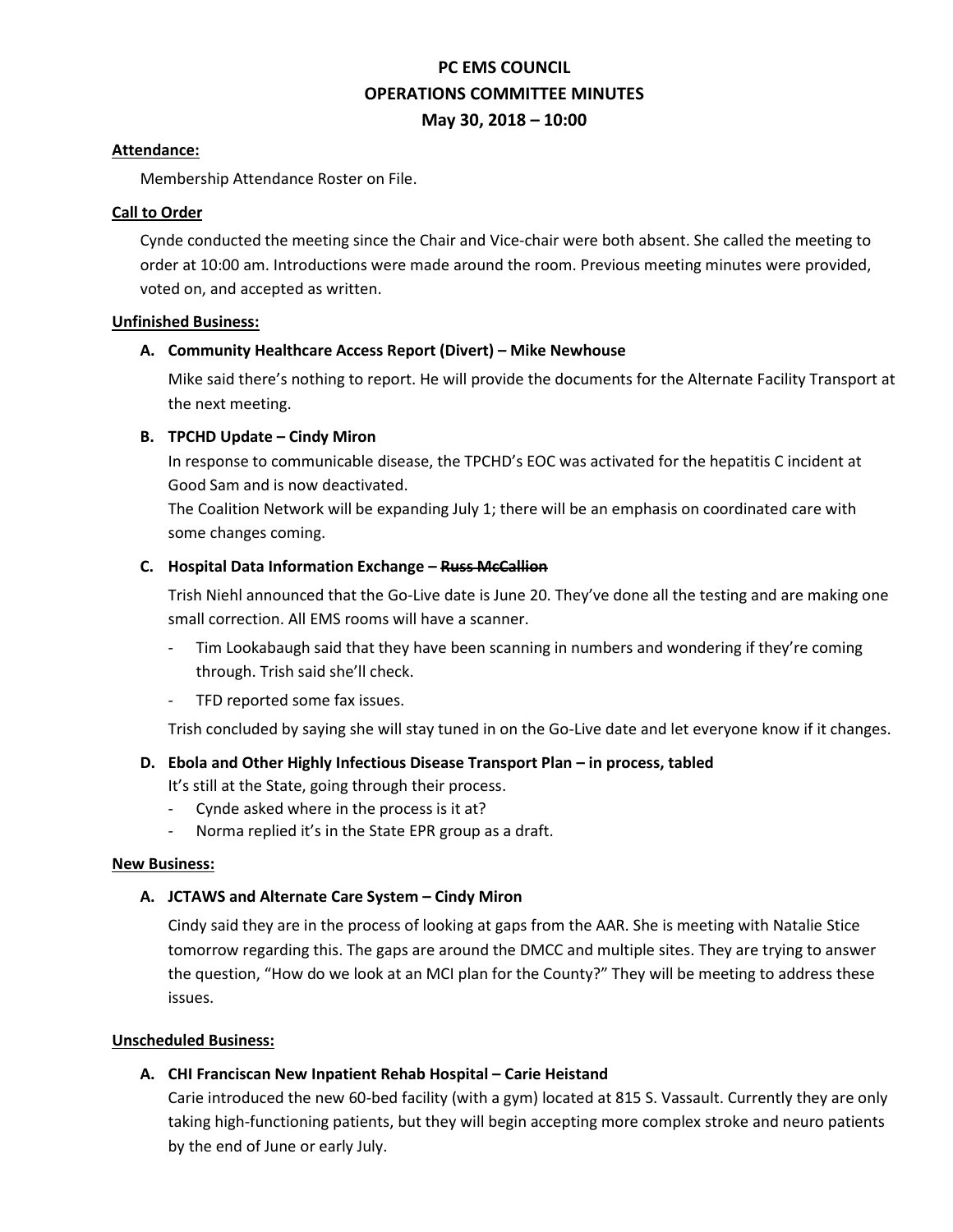# PC EMS COUNCIL
# OPERATIONS COMMITTEE MINUTES
# May 30, 2018 – 10:00

**Attendance:**

Membership Attendance Roster on File.

**Call to Order**

Cynde conducted the meeting since the Chair and Vice-chair were both absent. She called the meeting to order at 10:00 am. Introductions were made around the room. Previous meeting minutes were provided, voted on, and accepted as written.

**Unfinished Business:**

**A. Community Healthcare Access Report (Divert) – Mike Newhouse**

Mike said there's nothing to report. He will provide the documents for the Alternate Facility Transport at the next meeting.

**B. TPCHD Update – Cindy Miron**

In response to communicable disease, the TPCHD's EOC was activated for the hepatitis C incident at Good Sam and is now deactivated.

The Coalition Network will be expanding July 1; there will be an emphasis on coordinated care with some changes coming.

**C. Hospital Data Information Exchange – ~~Russ McCallion~~**

Trish Niehl announced that the Go-Live date is June 20. They've done all the testing and are making one small correction. All EMS rooms will have a scanner.

- Tim Lookabaugh said that they have been scanning in numbers and wondering if they're coming through. Trish said she'll check.
- TFD reported some fax issues.

Trish concluded by saying she will stay tuned in on the Go-Live date and let everyone know if it changes.

**D. Ebola and Other Highly Infectious Disease Transport Plan – in process, tabled**

It's still at the State, going through their process.

- Cynde asked where in the process is it at?
- Norma replied it's in the State EPR group as a draft.

**New Business:**

**A. JCTAWS and Alternate Care System – Cindy Miron**

Cindy said they are in the process of looking at gaps from the AAR. She is meeting with Natalie Stice tomorrow regarding this. The gaps are around the DMCC and multiple sites. They are trying to answer the question, "How do we look at an MCI plan for the County?" They will be meeting to address these issues.

**Unscheduled Business:**

**A. CHI Franciscan New Inpatient Rehab Hospital – Carie Heistand**

Carie introduced the new 60-bed facility (with a gym) located at 815 S. Vassault. Currently they are only taking high-functioning patients, but they will begin accepting more complex stroke and neuro patients by the end of June or early July.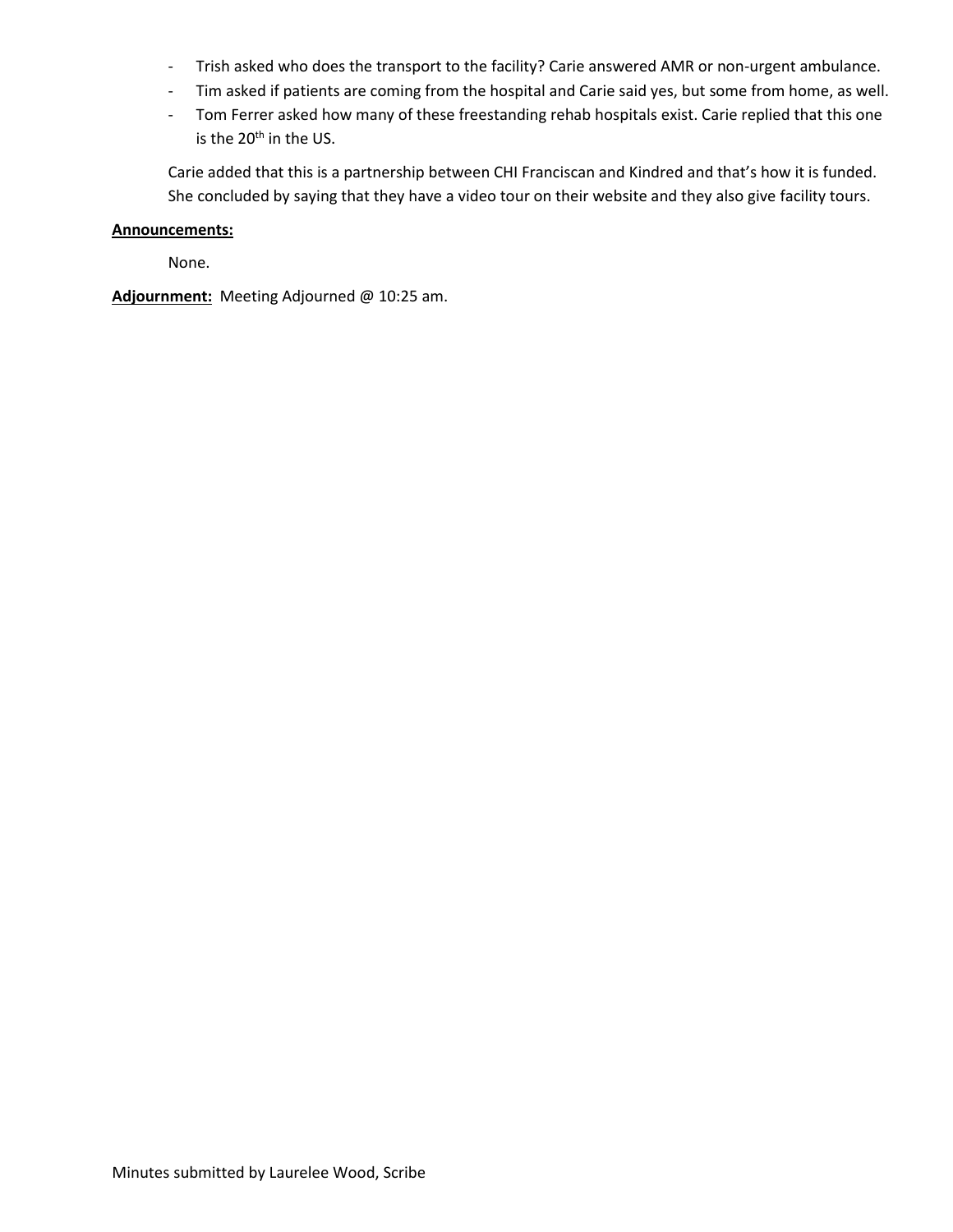- Trish asked who does the transport to the facility? Carie answered AMR or non-urgent ambulance.
- Tim asked if patients are coming from the hospital and Carie said yes, but some from home, as well.
- Tom Ferrer asked how many of these freestanding rehab hospitals exist. Carie replied that this one is the 20th in the US.

Carie added that this is a partnership between CHI Franciscan and Kindred and that's how it is funded. She concluded by saying that they have a video tour on their website and they also give facility tours.

**Announcements:**

None.

**Adjournment:** Meeting Adjourned @ 10:25 am.

Minutes submitted by Laurelee Wood, Scribe